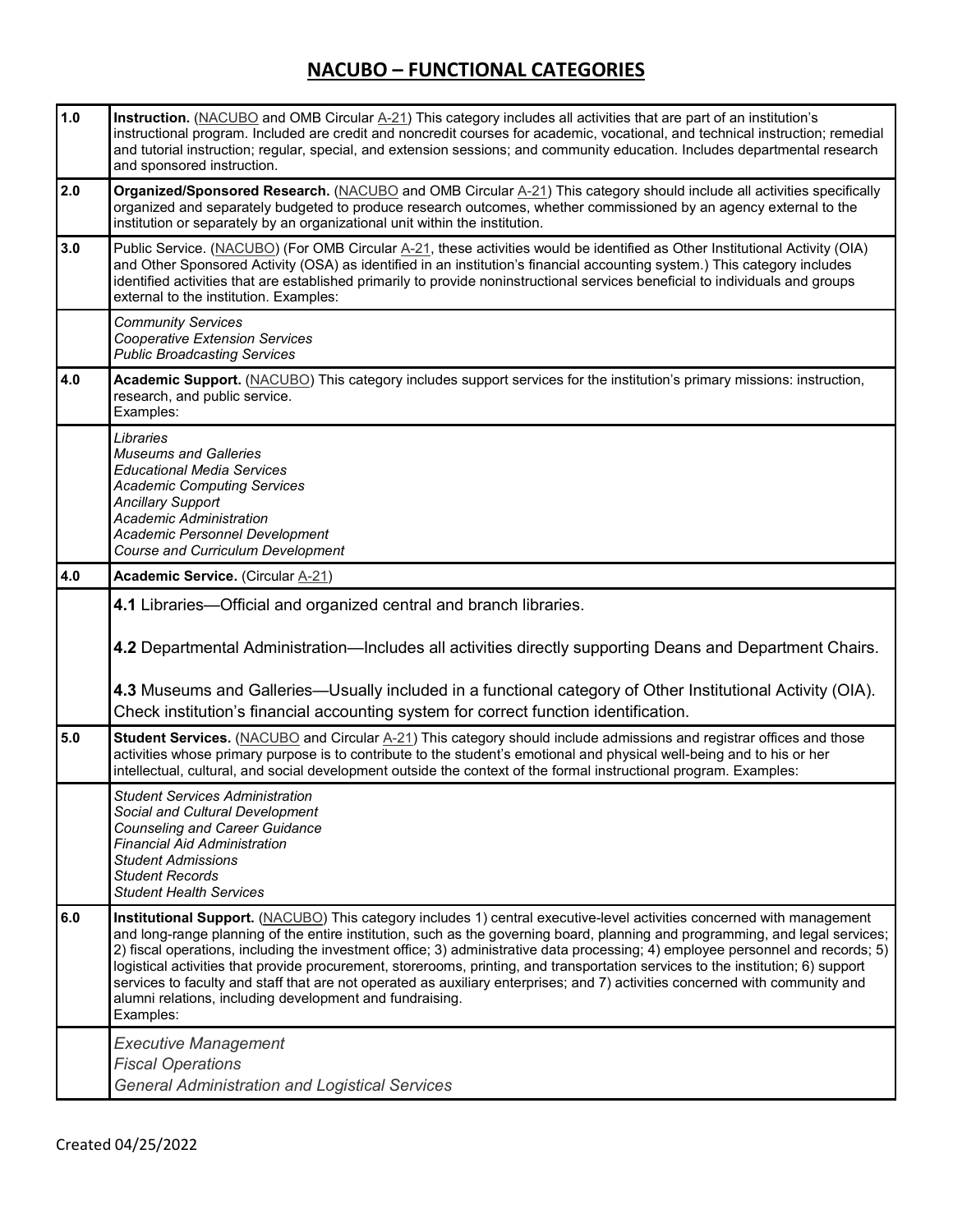# NACUBO – FUNCTIONAL CATEGORIES

| | |
|---|---|
| 1.0 | **Instruction.** (NACUBO and OMB Circular A-21) This category includes all activities that are part of an institution's instructional program. Included are credit and noncredit courses for academic, vocational, and technical instruction; remedial and tutorial instruction; regular, special, and extension sessions; and community education. Includes departmental research and sponsored instruction. |
| 2.0 | **Organized/Sponsored Research.** (NACUBO and OMB Circular A-21) This category should include all activities specifically organized and separately budgeted to produce research outcomes, whether commissioned by an agency external to the institution or separately by an organizational unit within the institution. |
| 3.0 | Public Service. (NACUBO) (For OMB Circular A-21, these activities would be identified as Other Institutional Activity (OIA) and Other Sponsored Activity (OSA) as identified in an institution's financial accounting system.) This category includes identified activities that are established primarily to provide noninstructional services beneficial to individuals and groups external to the institution. Examples: |
| | *Community Services*<br>*Cooperative Extension Services*<br>*Public Broadcasting Services* |
| 4.0 | **Academic Support.** (NACUBO) This category includes support services for the institution's primary missions: instruction, research, and public service.<br>Examples: |
| | *Libraries*<br>*Museums and Galleries*<br>*Educational Media Services*<br>*Academic Computing Services*<br>*Ancillary Support*<br>*Academic Administration*<br>*Academic Personnel Development*<br>*Course and Curriculum Development* |
| 4.0 | **Academic Service.** (Circular A-21) |
| | **4.1** Libraries—Official and organized central and branch libraries.<br><br>**4.2** Departmental Administration—Includes all activities directly supporting Deans and Department Chairs.<br><br>**4.3** Museums and Galleries—Usually included in a functional category of Other Institutional Activity (OIA). Check institution's financial accounting system for correct function identification. |
| 5.0 | **Student Services.** (NACUBO and Circular A-21) This category should include admissions and registrar offices and those activities whose primary purpose is to contribute to the student's emotional and physical well-being and to his or her intellectual, cultural, and social development outside the context of the formal instructional program. Examples: |
| | *Student Services Administration*<br>*Social and Cultural Development*<br>*Counseling and Career Guidance*<br>*Financial Aid Administration*<br>*Student Admissions*<br>*Student Records*<br>*Student Health Services* |
| 6.0 | **Institutional Support.** (NACUBO) This category includes 1) central executive-level activities concerned with management and long-range planning of the entire institution, such as the governing board, planning and programming, and legal services; 2) fiscal operations, including the investment office; 3) administrative data processing; 4) employee personnel and records; 5) logistical activities that provide procurement, storerooms, printing, and transportation services to the institution; 6) support services to faculty and staff that are not operated as auxiliary enterprises; and 7) activities concerned with community and alumni relations, including development and fundraising.<br>Examples: |
| | *Executive Management*<br>*Fiscal Operations*<br>*General Administration and Logistical Services* |

Created 04/25/2022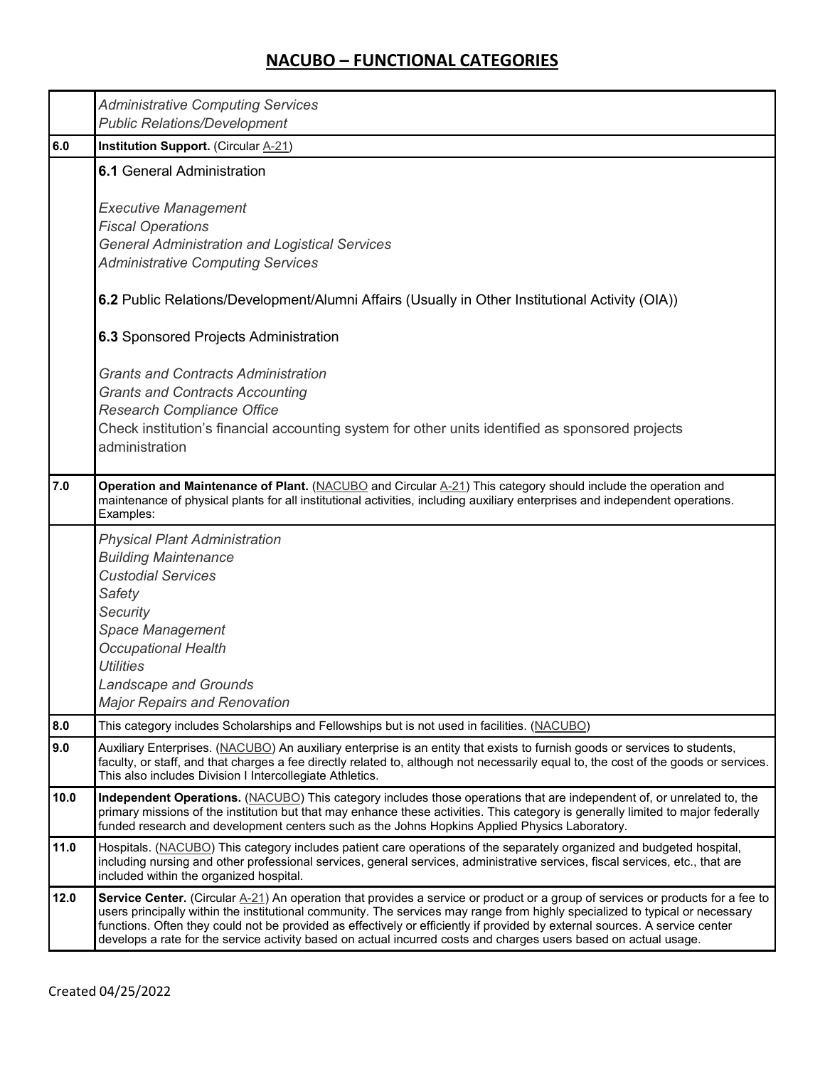## NACUBO – FUNCTIONAL CATEGORIES

| | |
|---|---|
| | *Administrative Computing Services*<br>*Public Relations/Development* |
| **6.0** | **Institution Support.** (Circular A-21) |
| | **6.1** General Administration<br><br>*Executive Management*<br>*Fiscal Operations*<br>*General Administration and Logistical Services*<br>*Administrative Computing Services*<br><br>**6.2** Public Relations/Development/Alumni Affairs (Usually in Other Institutional Activity (OIA))<br><br>**6.3** Sponsored Projects Administration<br><br>*Grants and Contracts Administration*<br>*Grants and Contracts Accounting*<br>*Research Compliance Office*<br>Check institution's financial accounting system for other units identified as sponsored projects administration |
| **7.0** | **Operation and Maintenance of Plant.** (NACUBO and Circular A-21) This category should include the operation and maintenance of physical plants for all institutional activities, including auxiliary enterprises and independent operations. Examples: |
| | *Physical Plant Administration*<br>*Building Maintenance*<br>*Custodial Services*<br>*Safety*<br>*Security*<br>*Space Management*<br>*Occupational Health*<br>*Utilities*<br>*Landscape and Grounds*<br>*Major Repairs and Renovation* |
| **8.0** | This category includes Scholarships and Fellowships but is not used in facilities. (NACUBO) |
| **9.0** | Auxiliary Enterprises. (NACUBO) An auxiliary enterprise is an entity that exists to furnish goods or services to students, faculty, or staff, and that charges a fee directly related to, although not necessarily equal to, the cost of the goods or services. This also includes Division I Intercollegiate Athletics. |
| **10.0** | **Independent Operations.** (NACUBO) This category includes those operations that are independent of, or unrelated to, the primary missions of the institution but that may enhance these activities. This category is generally limited to major federally funded research and development centers such as the Johns Hopkins Applied Physics Laboratory. |
| **11.0** | Hospitals. (NACUBO) This category includes patient care operations of the separately organized and budgeted hospital, including nursing and other professional services, general services, administrative services, fiscal services, etc., that are included within the organized hospital. |
| **12.0** | **Service Center.** (Circular A-21) An operation that provides a service or product or a group of services or products for a fee to users principally within the institutional community. The services may range from highly specialized to typical or necessary functions. Often they could not be provided as effectively or efficiently if provided by external sources. A service center develops a rate for the service activity based on actual incurred costs and charges users based on actual usage. |

Created 04/25/2022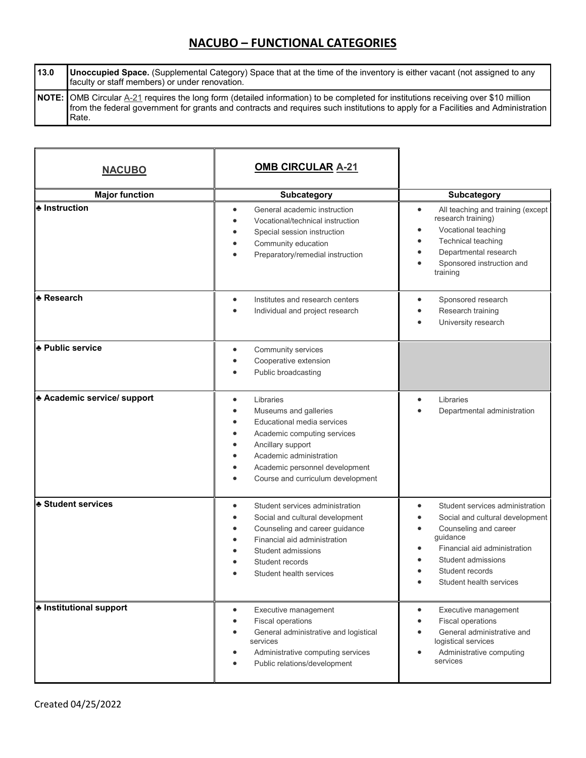# NACUBO – FUNCTIONAL CATEGORIES

| | |
|---|---|
| 13.0 | **Unoccupied Space.** (Supplemental Category) Space that at the time of the inventory is either vacant (not assigned to any faculty or staff members) or under renovation. |
| **NOTE:** | OMB Circular A-21 requires the long form (detailed information) to be completed for institutions receiving over $10 million from the federal government for grants and contracts and requires such institutions to apply for a Facilities and Administration Rate. |

| **NACUBO** | **OMB CIRCULAR A-21** | |
|---|---|---|
| **Major function** | **Subcategory** | **Subcategory** |
| ♣ **Instruction** | • General academic instruction<br>• Vocational/technical instruction<br>• Special session instruction<br>• Community education<br>• Preparatory/remedial instruction | • All teaching and training (except research training)<br>• Vocational teaching<br>• Technical teaching<br>• Departmental research<br>• Sponsored instruction and training |
| ♣ **Research** | • Institutes and research centers<br>• Individual and project research | • Sponsored research<br>• Research training<br>• University research |
| ♣ **Public service** | • Community services<br>• Cooperative extension<br>• Public broadcasting | |
| ♣ **Academic service/ support** | • Libraries<br>• Museums and galleries<br>• Educational media services<br>• Academic computing services<br>• Ancillary support<br>• Academic administration<br>• Academic personnel development<br>• Course and curriculum development | • Libraries<br>• Departmental administration |
| ♣ **Student services** | • Student services administration<br>• Social and cultural development<br>• Counseling and career guidance<br>• Financial aid administration<br>• Student admissions<br>• Student records<br>• Student health services | • Student services administration<br>• Social and cultural development<br>• Counseling and career guidance<br>• Financial aid administration<br>• Student admissions<br>• Student records<br>• Student health services |
| ♣ **Institutional support** | • Executive management<br>• Fiscal operations<br>• General administrative and logistical services<br>• Administrative computing services<br>• Public relations/development | • Executive management<br>• Fiscal operations<br>• General administrative and logistical services<br>• Administrative computing services |

Created 04/25/2022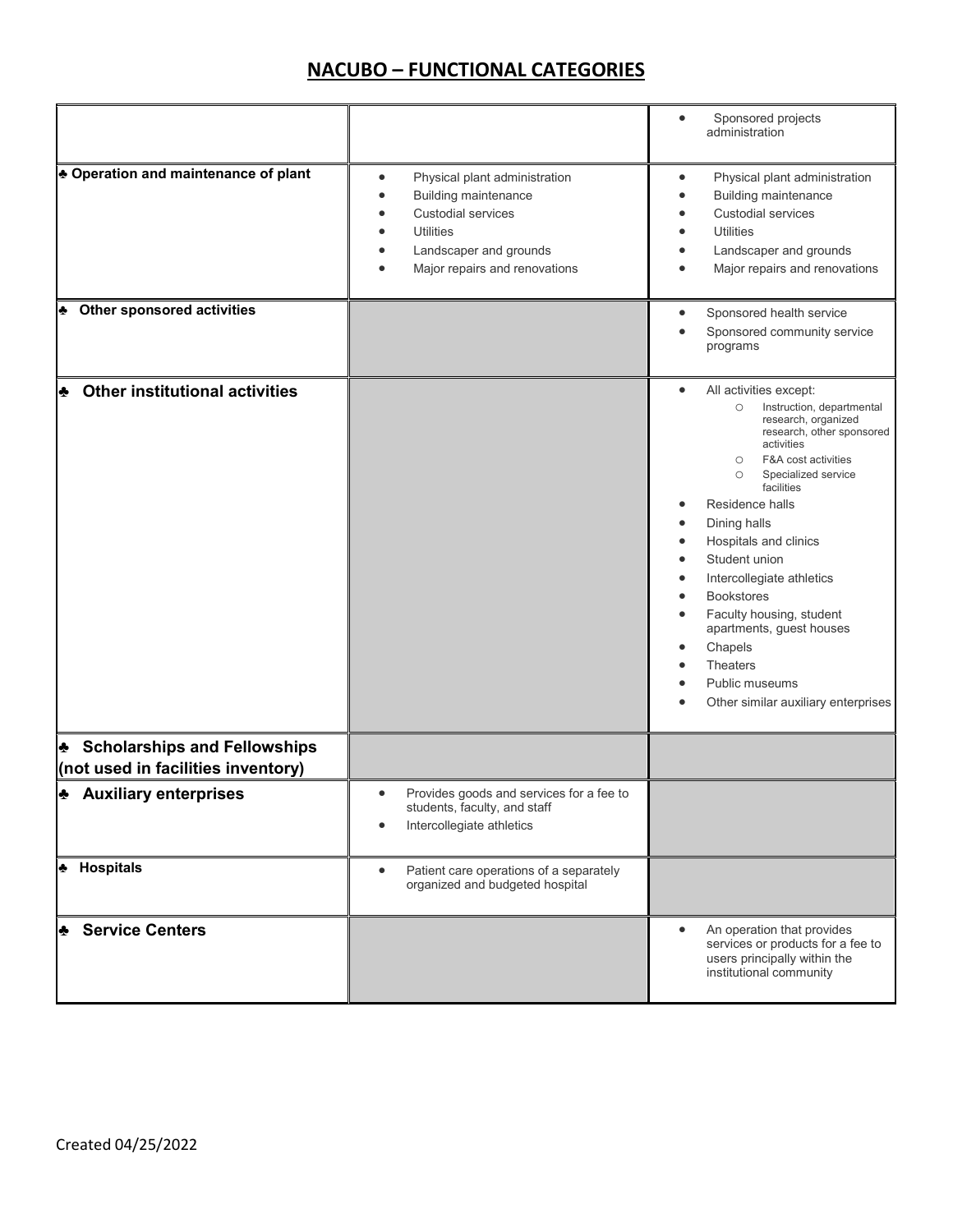## NACUBO – FUNCTIONAL CATEGORIES

| | | |
|---|---|---|
| | | • Sponsored projects administration |
| ♣ **Operation and maintenance of plant** | • Physical plant administration<br>• Building maintenance<br>• Custodial services<br>• Utilities<br>• Landscaper and grounds<br>• Major repairs and renovations | • Physical plant administration<br>• Building maintenance<br>• Custodial services<br>• Utilities<br>• Landscaper and grounds<br>• Major repairs and renovations |
| ♣ **Other sponsored activities** | | • Sponsored health service<br>• Sponsored community service programs |
| ♣ **Other institutional activities** | | • All activities except:<br>○ Instruction, departmental research, organized research, other sponsored activities<br>○ F&A cost activities<br>○ Specialized service facilities<br>• Residence halls<br>• Dining halls<br>• Hospitals and clinics<br>• Student union<br>• Intercollegiate athletics<br>• Bookstores<br>• Faculty housing, student apartments, guest houses<br>• Chapels<br>• Theaters<br>• Public museums<br>• Other similar auxiliary enterprises |
| ♣ **Scholarships and Fellowships (not used in facilities inventory)** | | |
| ♣ **Auxiliary enterprises** | • Provides goods and services for a fee to students, faculty, and staff<br>• Intercollegiate athletics | |
| ♣ **Hospitals** | • Patient care operations of a separately organized and budgeted hospital | |
| ♣ **Service Centers** | | • An operation that provides services or products for a fee to users principally within the institutional community |

Created 04/25/2022